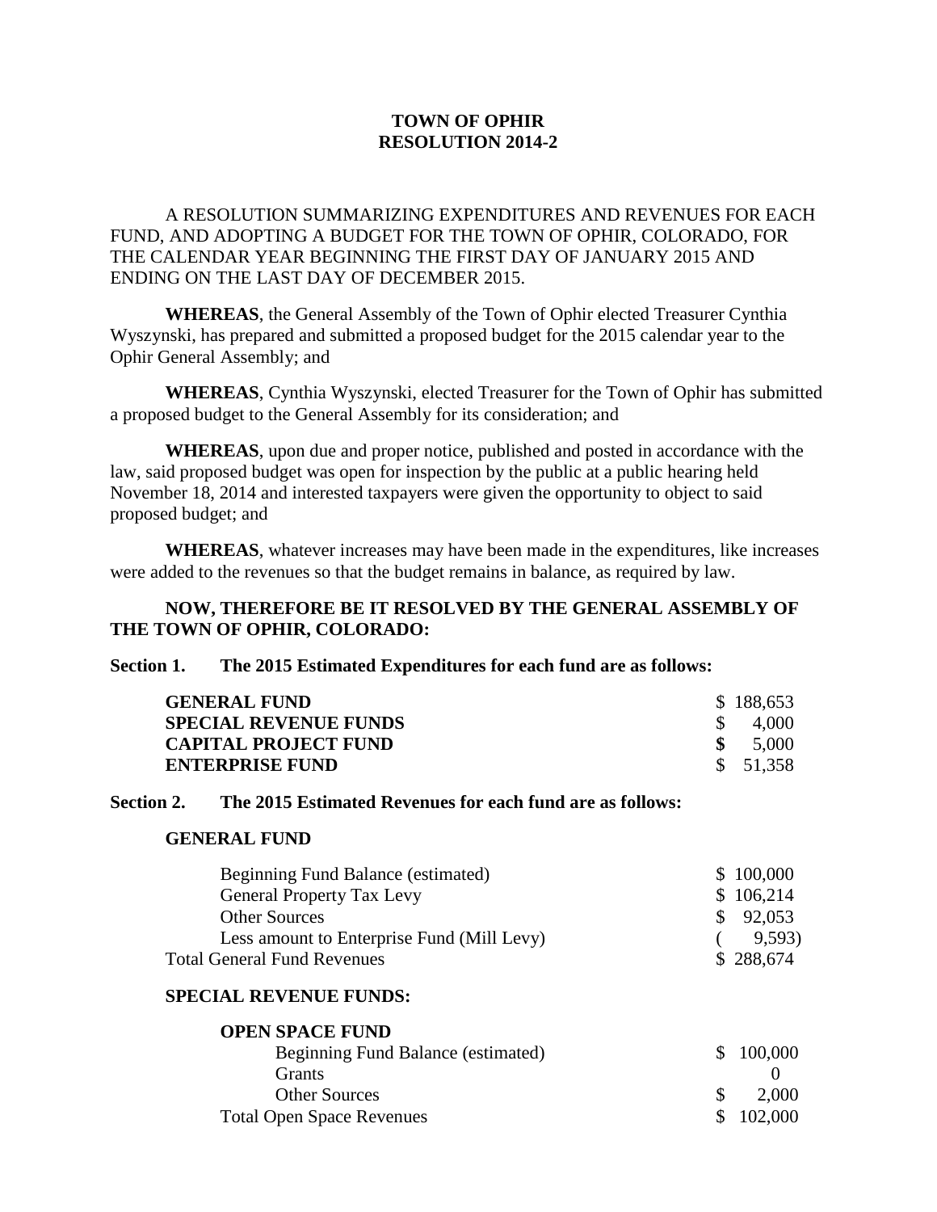**TOWN OF OPHIR**
**RESOLUTION 2014-2**

A RESOLUTION SUMMARIZING EXPENDITURES AND REVENUES FOR EACH FUND, AND ADOPTING A BUDGET FOR THE TOWN OF OPHIR, COLORADO, FOR THE CALENDAR YEAR BEGINNING THE FIRST DAY OF JANUARY 2015 AND ENDING ON THE LAST DAY OF DECEMBER 2015.

**WHEREAS**, the General Assembly of the Town of Ophir elected Treasurer Cynthia Wyszynski, has prepared and submitted a proposed budget for the 2015 calendar year to the Ophir General Assembly; and

**WHEREAS**, Cynthia Wyszynski, elected Treasurer for the Town of Ophir has submitted a proposed budget to the General Assembly for its consideration; and

**WHEREAS**, upon due and proper notice, published and posted in accordance with the law, said proposed budget was open for inspection by the public at a public hearing held November 18, 2014 and interested taxpayers were given the opportunity to object to said proposed budget; and

**WHEREAS**, whatever increases may have been made in the expenditures, like increases were added to the revenues so that the budget remains in balance, as required by law.

**NOW, THEREFORE BE IT RESOLVED BY THE GENERAL ASSEMBLY OF THE TOWN OF OPHIR, COLORADO:**

**Section 1. The 2015 Estimated Expenditures for each fund are as follows:**

| | |
|---|---|
| **GENERAL FUND** | $ 188,653 |
| **SPECIAL REVENUE FUNDS** | $ 4,000 |
| **CAPITAL PROJECT FUND** | **$** 5,000 |
| **ENTERPRISE FUND** | $ 51,358 |

**Section 2. The 2015 Estimated Revenues for each fund are as follows:**

**GENERAL FUND**

| | |
|---|---|
| Beginning Fund Balance (estimated) | $ 100,000 |
| General Property Tax Levy | $ 106,214 |
| Other Sources | $ 92,053 |
| Less amount to Enterprise Fund (Mill Levy) | ( 9,593) |
| Total General Fund Revenues | $ 288,674 |

**SPECIAL REVENUE FUNDS:**

**OPEN SPACE FUND**

| | |
|---|---|
| Beginning Fund Balance (estimated) | $ 100,000 |
| Grants | 0 |
| Other Sources | $ 2,000 |
| Total Open Space Revenues | $ 102,000 |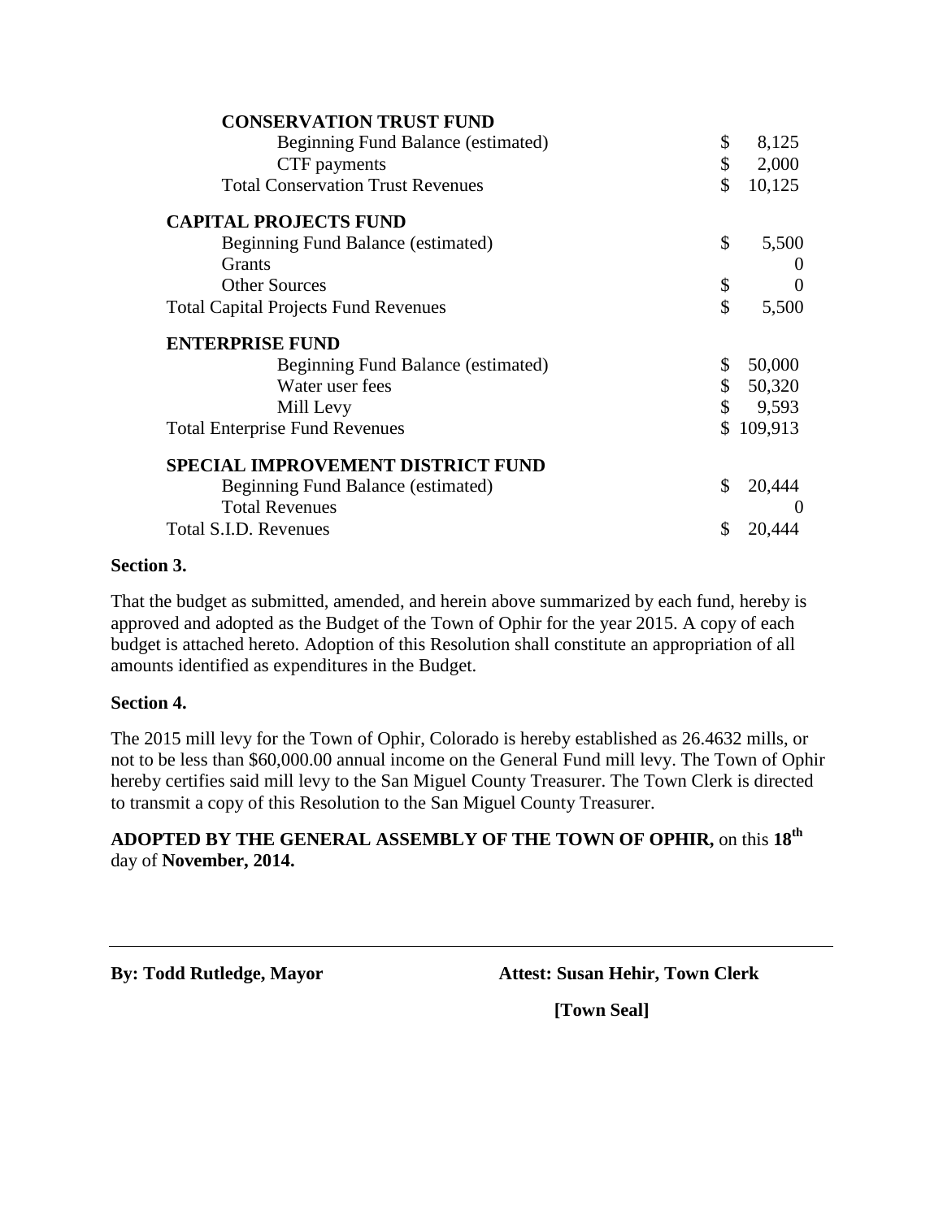| | |
|---|---|
| **CONSERVATION TRUST FUND** | |
| Beginning Fund Balance (estimated) | $ 8,125 |
| CTF payments | $ 2,000 |
| Total Conservation Trust Revenues | $ 10,125 |
| **CAPITAL PROJECTS FUND** | |
| Beginning Fund Balance (estimated) | $ 5,500 |
| Grants | 0 |
| Other Sources | $ 0 |
| Total Capital Projects Fund Revenues | $ 5,500 |
| **ENTERPRISE FUND** | |
| Beginning Fund Balance (estimated) | $ 50,000 |
| Water user fees | $ 50,320 |
| Mill Levy | $ 9,593 |
| Total Enterprise Fund Revenues | $ 109,913 |
| **SPECIAL IMPROVEMENT DISTRICT FUND** | |
| Beginning Fund Balance (estimated) | $ 20,444 |
| Total Revenues | 0 |
| Total S.I.D. Revenues | $ 20,444 |

**Section 3.**

That the budget as submitted, amended, and herein above summarized by each fund, hereby is approved and adopted as the Budget of the Town of Ophir for the year 2015. A copy of each budget is attached hereto. Adoption of this Resolution shall constitute an appropriation of all amounts identified as expenditures in the Budget.

**Section 4.**

The 2015 mill levy for the Town of Ophir, Colorado is hereby established as 26.4632 mills, or not to be less than $60,000.00 annual income on the General Fund mill levy. The Town of Ophir hereby certifies said mill levy to the San Miguel County Treasurer. The Town Clerk is directed to transmit a copy of this Resolution to the San Miguel County Treasurer.

**ADOPTED BY THE GENERAL ASSEMBLY OF THE TOWN OF OPHIR,** on this **18th** day of **November, 2014.**

---

**By: Todd Rutledge, Mayor** **Attest: Susan Hehir, Town Clerk**

**[Town Seal]**